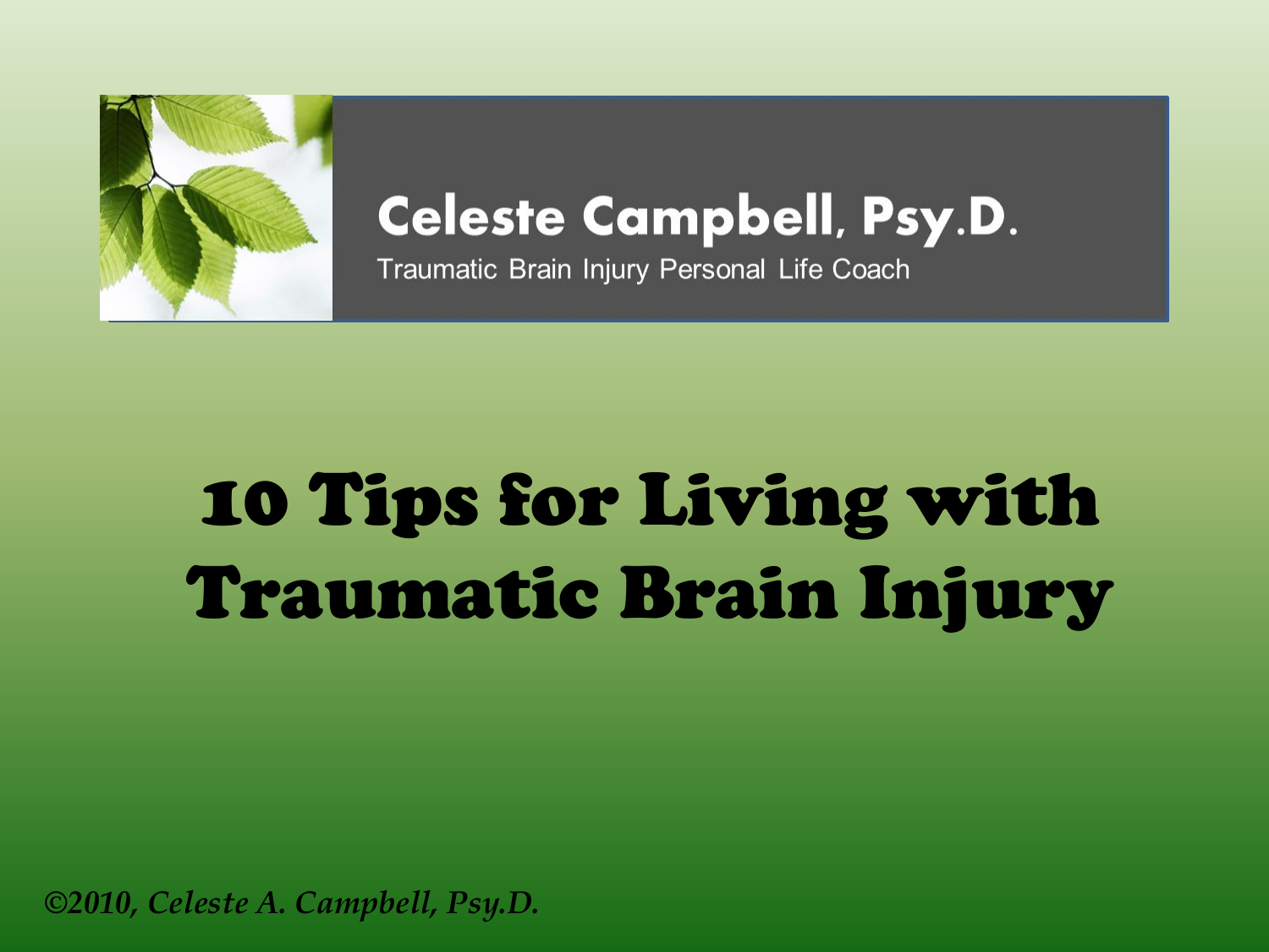**Celeste Campbell, Psy.D.**

Traumatic Brain Injury Personal Life Coach

# 10 Tips for Living with Traumatic Brain Injury

*©2010, Celeste A. Campbell, Psy.D.*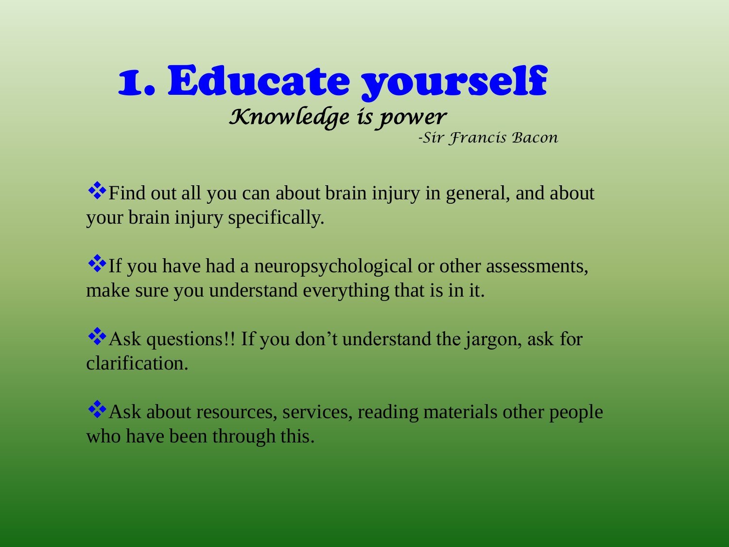# 1. Educate yourself

*Knowledge is power*

*-Sir Francis Bacon*

- Find out all you can about brain injury in general, and about your brain injury specifically.

- If you have had a neuropsychological or other assessments, make sure you understand everything that is in it.

- Ask questions!! If you don't understand the jargon, ask for clarification.

- Ask about resources, services, reading materials other people who have been through this.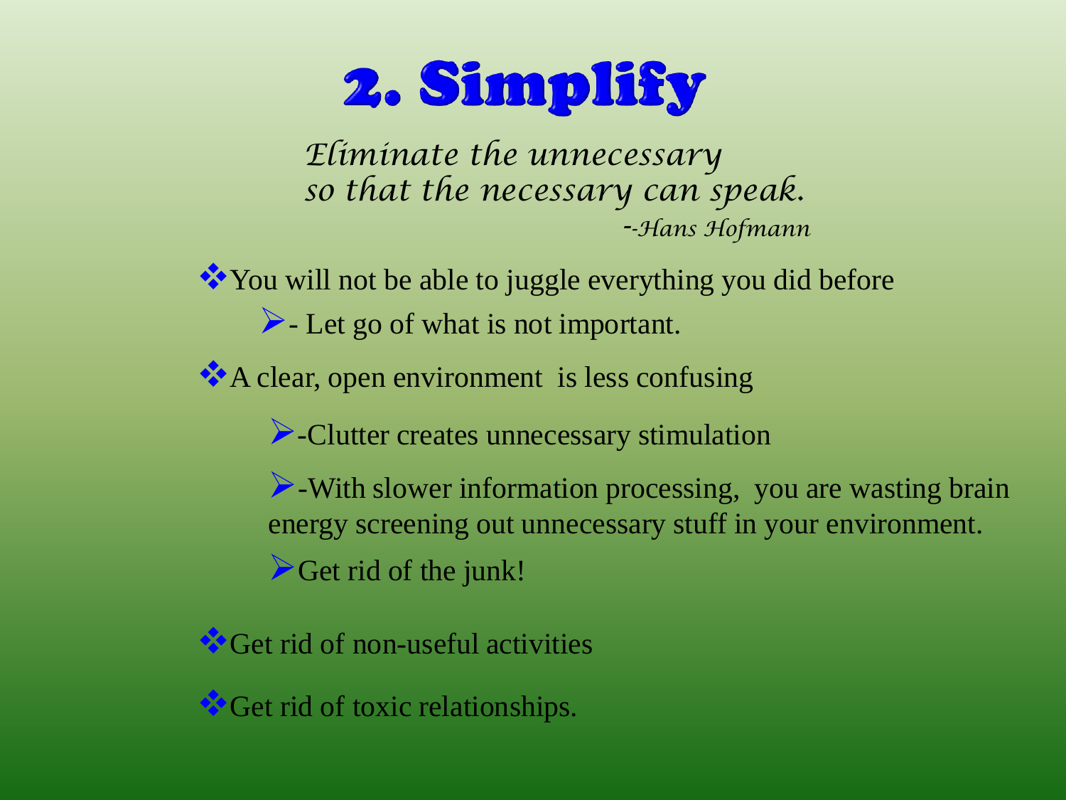# 2. Simplify

*Eliminate the unnecessary*
*so that the necessary can speak.*
*--Hans Hofmann*

- You will not be able to juggle everything you did before
  - - Let go of what is not important.
- A clear, open environment is less confusing
  - -Clutter creates unnecessary stimulation
  - -With slower information processing, you are wasting brain energy screening out unnecessary stuff in your environment.
  - Get rid of the junk!
- Get rid of non-useful activities
- Get rid of toxic relationships.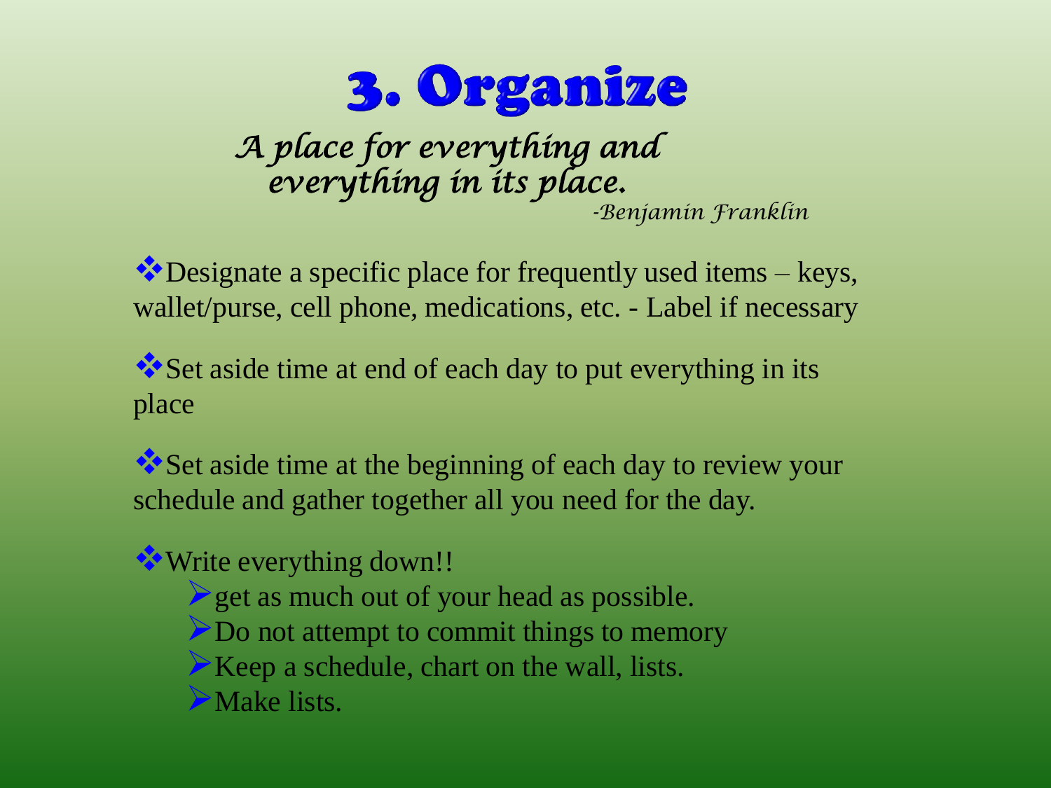# 3. Organize

*A place for everything and everything in its place.*

*-Benjamin Franklin*

- Designate a specific place for frequently used items – keys, wallet/purse, cell phone, medications, etc. - Label if necessary
- Set aside time at end of each day to put everything in its place
- Set aside time at the beginning of each day to review your schedule and gather together all you need for the day.
- Write everything down!!
  - get as much out of your head as possible.
  - Do not attempt to commit things to memory
  - Keep a schedule, chart on the wall, lists.
  - Make lists.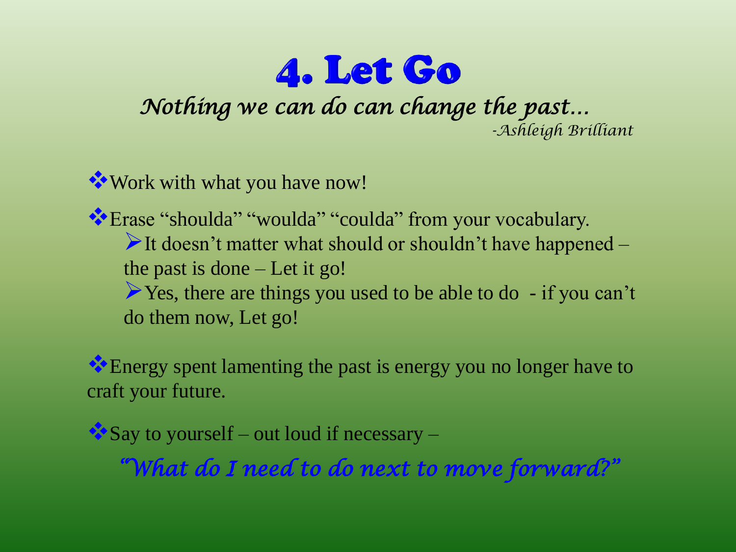# 4. Let Go

*Nothing we can do can change the past…*

*-Ashleigh Brilliant*

- Work with what you have now!
- Erase "shoulda" "woulda" "coulda" from your vocabulary.
  - It doesn't matter what should or shouldn't have happened – the past is done – Let it go!
  - Yes, there are things you used to be able to do - if you can't do them now, Let go!
- Energy spent lamenting the past is energy you no longer have to craft your future.
- Say to yourself – out loud if necessary –

*"What do I need to do next to move forward?"*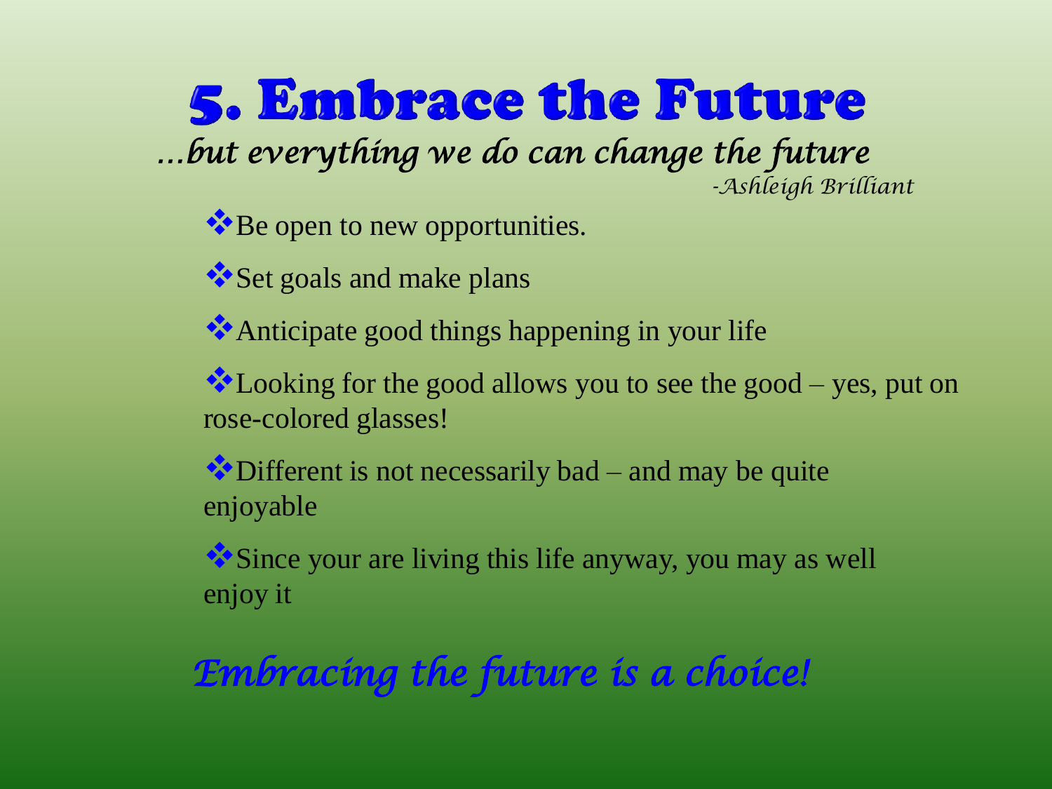# 5. Embrace the Future

*…but everything we do can change the future*

*-Ashleigh Brilliant*

- Be open to new opportunities.
- Set goals and make plans
- Anticipate good things happening in your life
- Looking for the good allows you to see the good – yes, put on rose-colored glasses!
- Different is not necessarily bad – and may be quite enjoyable
- Since your are living this life anyway, you may as well enjoy it

*Embracing the future is a choice!*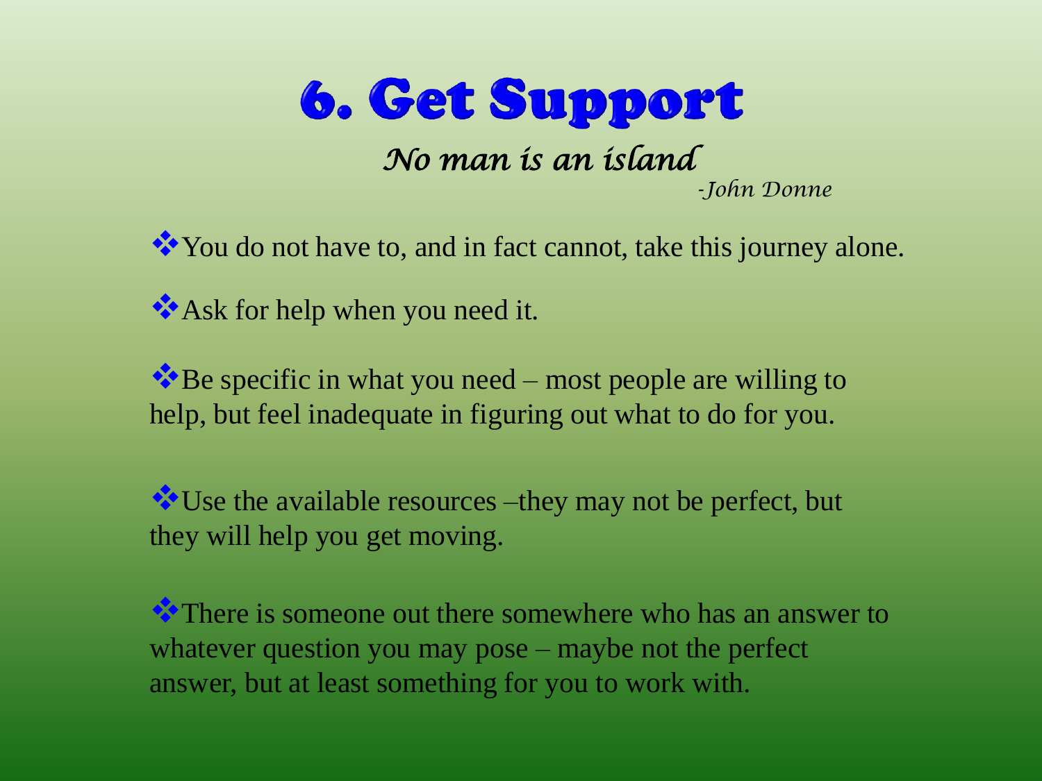# 6. Get Support

*No man is an island*

*-John Donne*

- You do not have to, and in fact cannot, take this journey alone.
- Ask for help when you need it.
- Be specific in what you need – most people are willing to help, but feel inadequate in figuring out what to do for you.
- Use the available resources –they may not be perfect, but they will help you get moving.
- There is someone out there somewhere who has an answer to whatever question you may pose – maybe not the perfect answer, but at least something for you to work with.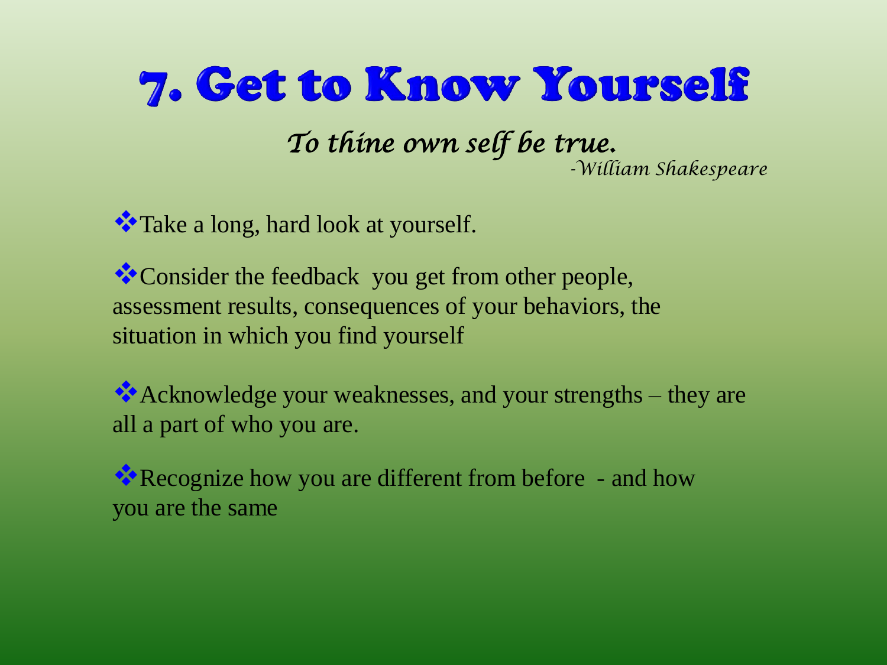# 7. Get to Know Yourself

*To thine own self be true.*

*-William Shakespeare*

- Take a long, hard look at yourself.
- Consider the feedback you get from other people, assessment results, consequences of your behaviors, the situation in which you find yourself
- Acknowledge your weaknesses, and your strengths – they are all a part of who you are.
- Recognize how you are different from before - and how you are the same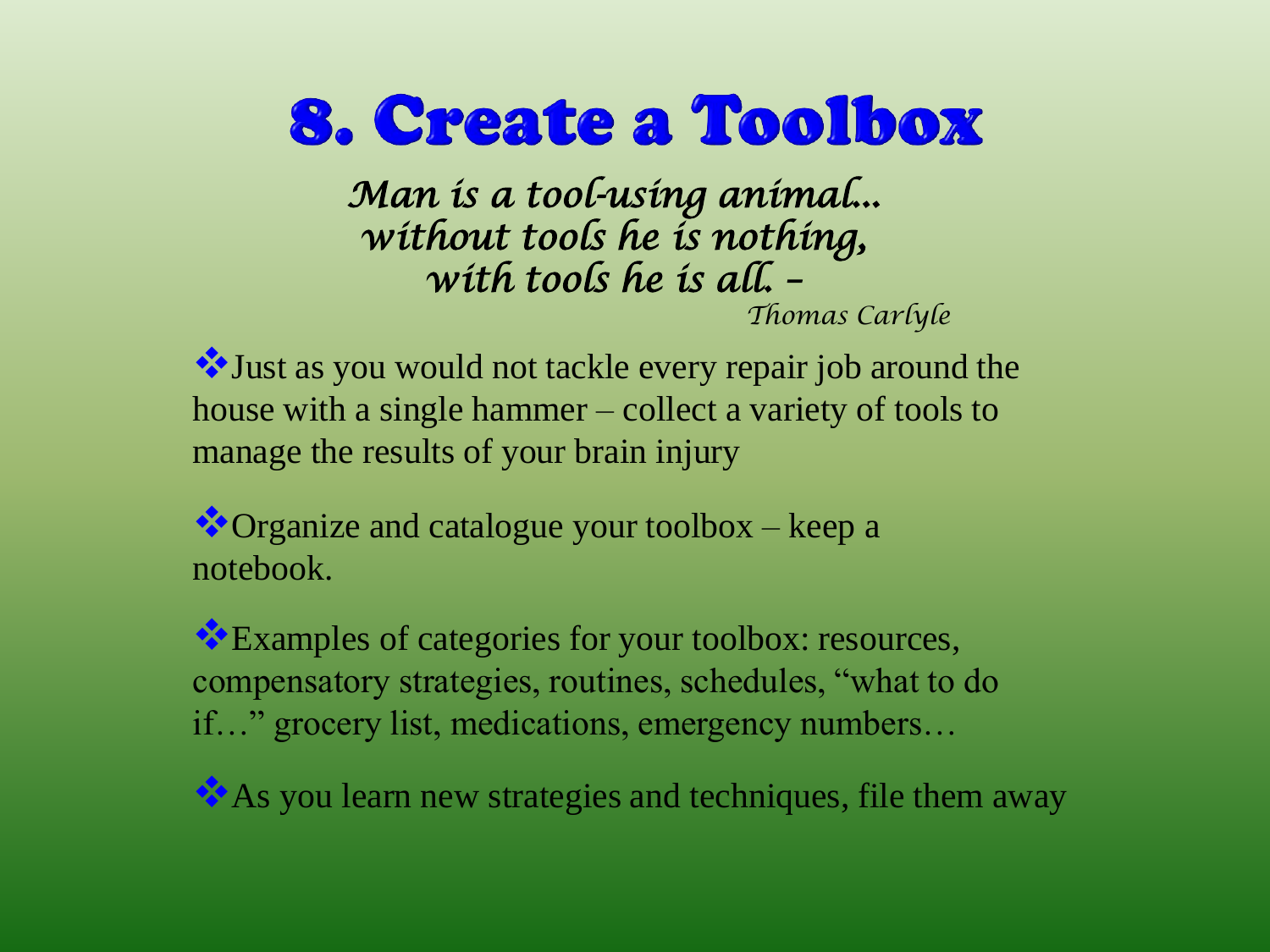# 8. Create a Toolbox

*Man is a tool-using animal...*
*without tools he is nothing,*
*with tools he is all. –*
*Thomas Carlyle*

- Just as you would not tackle every repair job around the house with a single hammer – collect a variety of tools to manage the results of your brain injury
- Organize and catalogue your toolbox – keep a notebook.
- Examples of categories for your toolbox: resources, compensatory strategies, routines, schedules, "what to do if…" grocery list, medications, emergency numbers…
- As you learn new strategies and techniques, file them away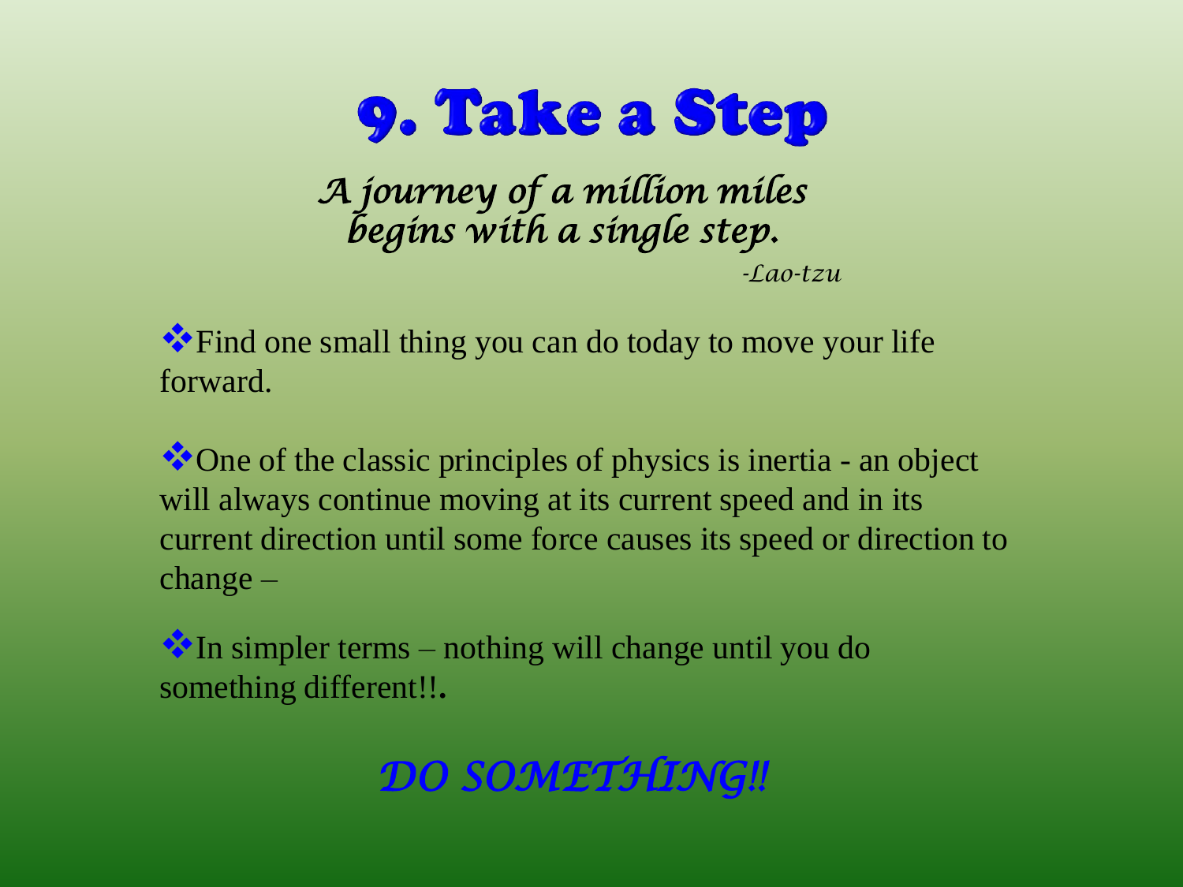# 9. Take a Step

*A journey of a million miles*
*begins with a single step.*

*-Lao-tzu*

- Find one small thing you can do today to move your life forward.
- One of the classic principles of physics is inertia - an object will always continue moving at its current speed and in its current direction until some force causes its speed or direction to change –
- In simpler terms – nothing will change until you do something different!!.

*DO SOMETHING!!*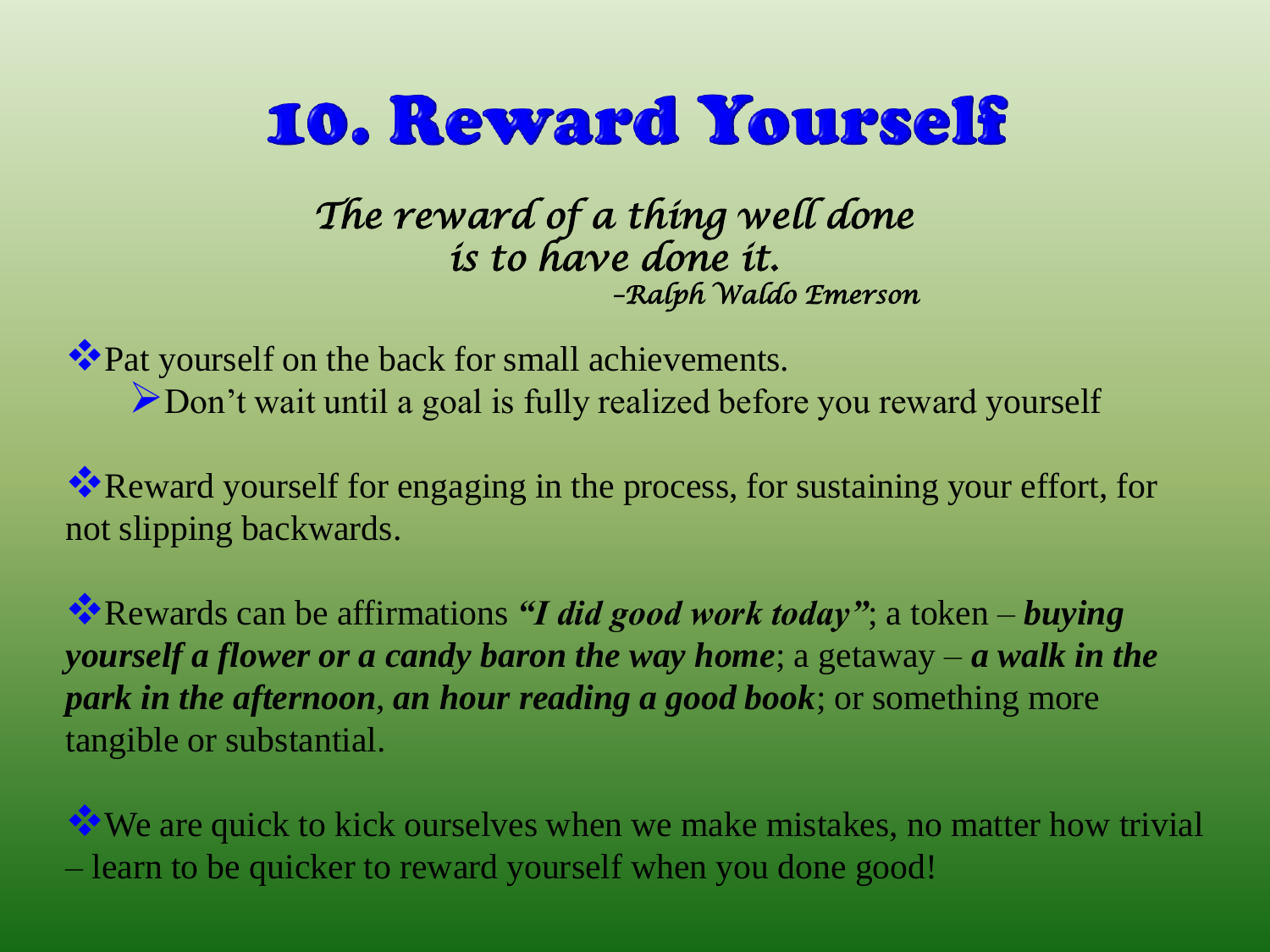# 10. Reward Yourself

*The reward of a thing well done*
*is to have done it.*
*–Ralph Waldo Emerson*

- Pat yourself on the back for small achievements.
  - Don't wait until a goal is fully realized before you reward yourself

- Reward yourself for engaging in the process, for sustaining your effort, for not slipping backwards.

- Rewards can be affirmations ***"I did good work today"***; a token – ***buying yourself a flower or a candy baron the way home***; a getaway – ***a walk in the park in the afternoon***, ***an hour reading a good book***; or something more tangible or substantial.

- We are quick to kick ourselves when we make mistakes, no matter how trivial – learn to be quicker to reward yourself when you done good!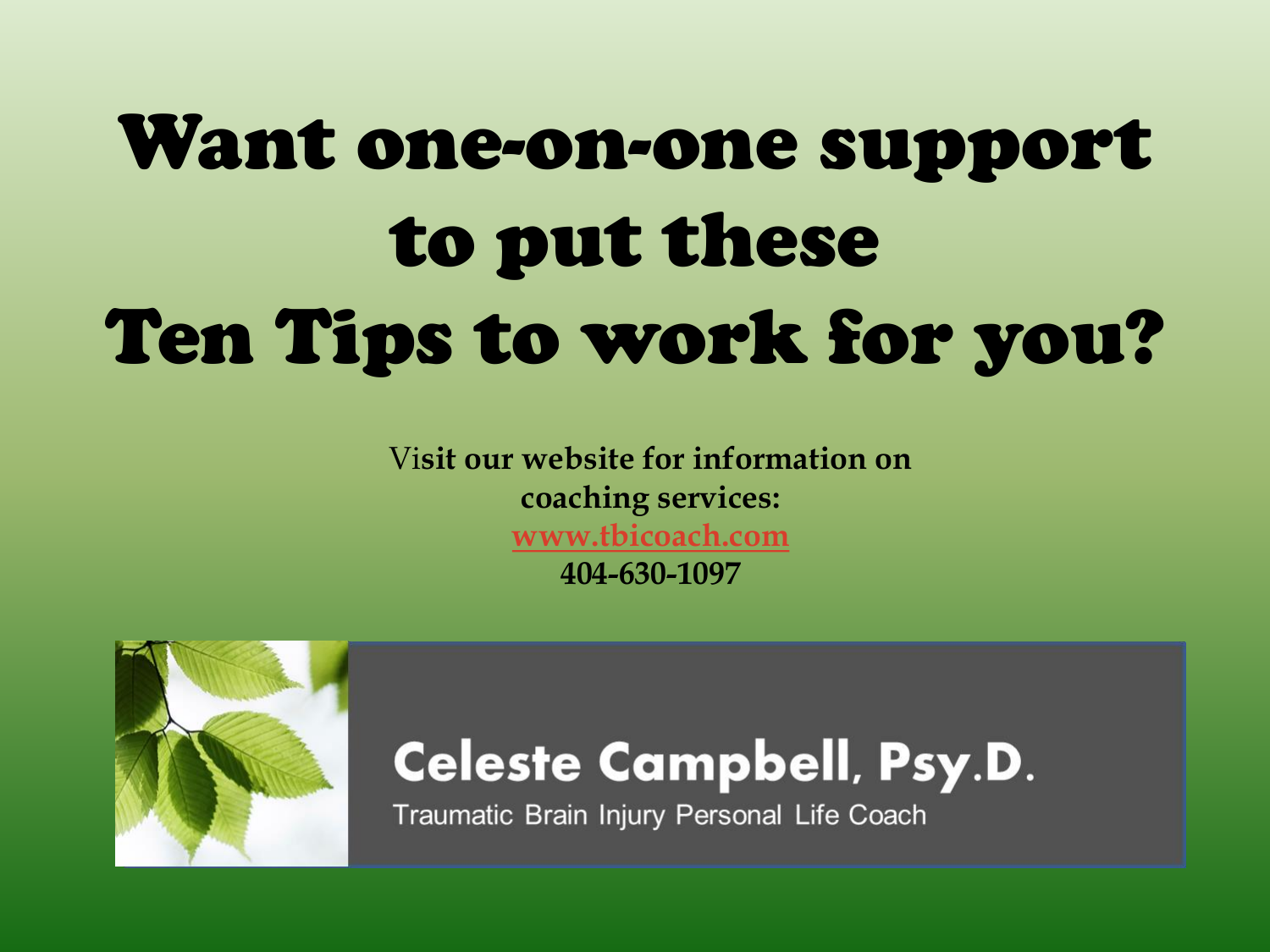# Want one-on-one support to put these Ten Tips to work for you?

**Visit our website for information on coaching services:**

**www.tbicoach.com**

**404-630-1097**

**Celeste Campbell, Psy.D.**

Traumatic Brain Injury Personal Life Coach